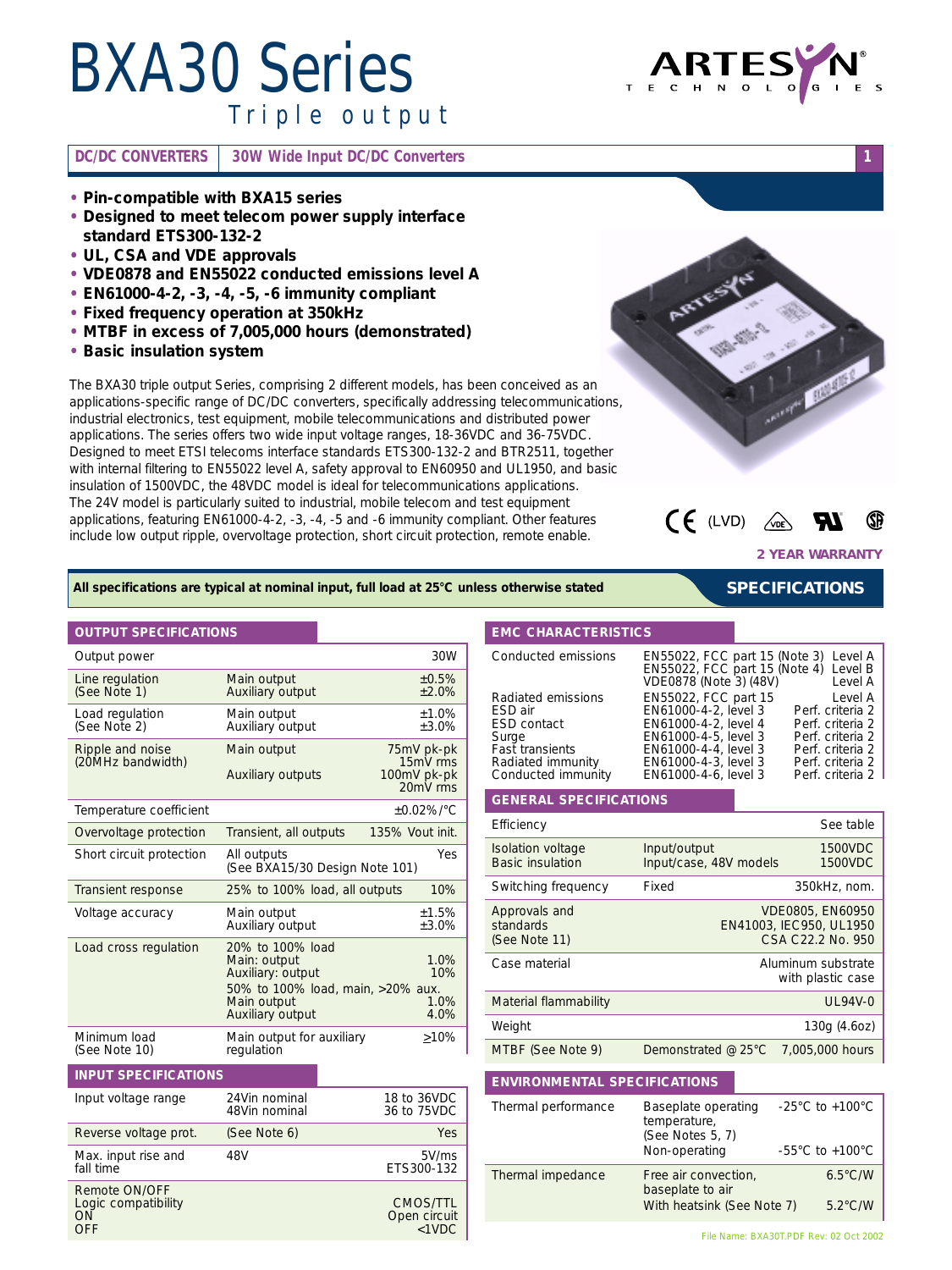# BXA30 Series

## Triple output

**DC/DC CONVERTERS** | **30W Wide Input DC/DC Converters**

- **Pin-compatible with BXA15 series**
- **Designed to meet telecom power supply interface standard ETS300-132-2**
- **UL, CSA and VDE approvals**
- **VDE0878 and EN55022 conducted emissions level A**
- **EN61000-4-2, -3, -4, -5, -6 immunity compliant**
- **Fixed frequency operation at 350kHz**
- **MTBF in excess of 7,005,000 hours (demonstrated)**
- **Basic insulation system**

The BXA30 triple output Series, comprising 2 different models, has been conceived as an applications-specific range of DC/DC converters, specifically addressing telecommunications, industrial electronics, test equipment, mobile telecommunications and distributed power applications. The series offers two wide input voltage ranges, 18-36VDC and 36-75VDC. Designed to meet ETSI telecoms interface standards ETS300-132-2 and BTR2511, together with internal filtering to EN55022 level A, safety approval to EN60950 and UL1950, and basic insulation of 1500VDC, the 48VDC model is ideal for telecommunications applications. The 24V model is particularly suited to industrial, mobile telecom and test equipment applications, featuring EN61000-4-2, -3, -4, -5 and -6 immunity compliant. Other features include low output ripple, overvoltage protection, short circuit protection, remote enable.

(LVD)

**2 YEAR WARRANTY**

**All specifications are typical at nominal input, full load at 25°C unless otherwise stated**

## SPECIFICATIONS

### OUTPUT SPECIFICATIONS

| Parameter | Condition | Value |
|---|---|---|
| Output power | | 30W |
| Line regulation (See Note 1) | Main output<br>Auxiliary output | ±0.5%<br>±2.0% |
| Load regulation (See Note 2) | Main output<br>Auxiliary output | ±1.0%<br>±3.0% |
| Ripple and noise (20MHz bandwidth) | Main output<br><br>Auxiliary outputs | 75mV pk-pk<br>15mV rms<br>100mV pk-pk<br>20mV rms |
| Temperature coefficient | | ±0.02%/°C |
| Overvoltage protection | Transient, all outputs | 135% Vout init. |
| Short circuit protection | All outputs (See BXA15/30 Design Note 101) | Yes |
| Transient response | 25% to 100% load, all outputs | 10% |
| Voltage accuracy | Main output<br>Auxiliary output | ±1.5%<br>±3.0% |
| Load cross regulation | 20% to 100% load<br>Main: output<br>Auxiliary: output<br>50% to 100% load, main, >20% aux.<br>Main output<br>Auxiliary output | <br>1.0%<br>10%<br><br>1.0%<br>4.0% |
| Minimum load (See Note 10) | Main output for auxiliary regulation | ≥10% |

### INPUT SPECIFICATIONS

| Parameter | Condition | Value |
|---|---|---|
| Input voltage range | 24Vin nominal<br>48Vin nominal | 18 to 36VDC<br>36 to 75VDC |
| Reverse voltage prot. | (See Note 6) | Yes |
| Max. input rise and fall time | 48V | 5V/ms<br>ETS300-132 |
| Remote ON/OFF<br>Logic compatibility<br>ON<br>OFF | | <br>CMOS/TTL<br>Open circuit<br><1VDC |

### EMC CHARACTERISTICS

| Parameter | Standard | Level |
|---|---|---|
| Conducted emissions | EN55022, FCC part 15 (Note 3)<br>EN55022, FCC part 15 (Note 4)<br>VDE0878 (Note 3) (48V) | Level A<br>Level B<br>Level A |
| Radiated emissions | EN55022, FCC part 15 | Level A |
| ESD air | EN61000-4-2, level 3 | Perf. criteria 2 |
| ESD contact | EN61000-4-2, level 4 | Perf. criteria 2 |
| Surge | EN61000-4-5, level 3 | Perf. criteria 2 |
| Fast transients | EN61000-4-4, level 3 | Perf. criteria 2 |
| Radiated immunity | EN61000-4-3, level 3 | Perf. criteria 2 |
| Conducted immunity | EN61000-4-6, level 3 | Perf. criteria 2 |

### GENERAL SPECIFICATIONS

| Parameter | Condition | Value |
|---|---|---|
| Efficiency | | See table |
| Isolation voltage<br>Basic insulation | Input/output<br>Input/case, 48V models | 1500VDC<br>1500VDC |
| Switching frequency | Fixed | 350kHz, nom. |
| Approvals and standards (See Note 11) | | VDE0805, EN60950<br>EN41003, IEC950, UL1950<br>CSA C22.2 No. 950 |
| Case material | | Aluminum substrate with plastic case |
| Material flammability | | UL94V-0 |
| Weight | | 130g (4.6oz) |
| MTBF (See Note 9) | Demonstrated @ 25°C | 7,005,000 hours |

### ENVIRONMENTAL SPECIFICATIONS

| Parameter | Condition | Value |
|---|---|---|
| Thermal performance | Baseplate operating temperature, (See Notes 5, 7)<br>Non-operating | -25°C to +100°C<br><br>-55°C to +100°C |
| Thermal impedance | Free air convection, baseplate to air<br>With heatsink (See Note 7) | 6.5°C/W<br><br>5.2°C/W |

File Name: BXA30T.PDF Rev: 02 Oct 2002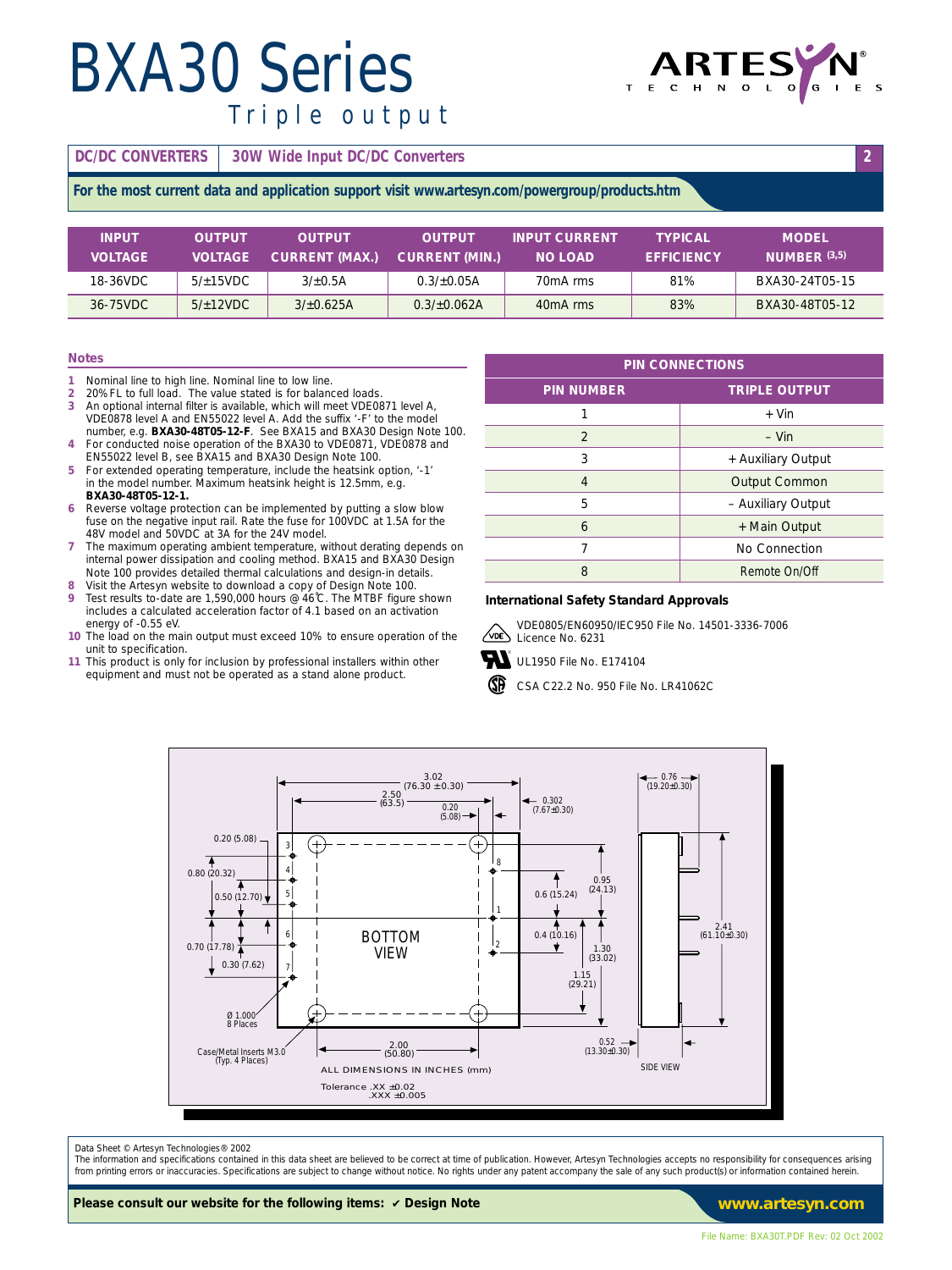# BXA30 Series

Triple output

**DC/DC CONVERTERS** | **30W Wide Input DC/DC Converters**

**For the most current data and application support visit www.artesyn.com/powergroup/products.htm**

| INPUT VOLTAGE | OUTPUT VOLTAGE | OUTPUT CURRENT (MAX.) | OUTPUT CURRENT (MIN.) | INPUT CURRENT NO LOAD | TYPICAL EFFICIENCY | MODEL NUMBER (3,5) |
|---|---|---|---|---|---|---|
| 18-36VDC | 5/±15VDC | 3/±0.5A | 0.3/±0.05A | 70mA rms | 81% | BXA30-24T05-15 |
| 36-75VDC | 5/±12VDC | 3/±0.625A | 0.3/±0.062A | 40mA rms | 83% | BXA30-48T05-12 |

## Notes

1. Nominal line to high line. Nominal line to low line.
2. 20% FL to full load. The value stated is for balanced loads.
3. An optional internal filter is available, which will meet VDE0871 level A, VDE0878 level A and EN55022 level A. Add the suffix '-F' to the model number, e.g. **BXA30-48T05-12-F**. See BXA15 and BXA30 Design Note 100.
4. For conducted noise operation of the BXA30 to VDE0871, VDE0878 and EN55022 level B, see BXA15 and BXA30 Design Note 100.
5. For extended operating temperature, include the heatsink option, '-1' in the model number. Maximum heatsink height is 12.5mm, e.g. **BXA30-48T05-12-1.**
6. Reverse voltage protection can be implemented by putting a slow blow fuse on the negative input rail. Rate the fuse for 100VDC at 1.5A for the 48V model and 50VDC at 3A for the 24V model.
7. The maximum operating ambient temperature, without derating depends on internal power dissipation and cooling method. BXA15 and BXA30 Design Note 100 provides detailed thermal calculations and design-in details.
8. Visit the Artesyn website to download a copy of Design Note 100.
9. Test results to-date are 1,590,000 hours @ 46°C. The MTBF figure shown includes a calculated acceleration factor of 4.1 based on an activation energy of -0.55 eV.
10. The load on the main output must exceed 10% to ensure operation of the unit to specification.
11. This product is only for inclusion by professional installers within other equipment and must not be operated as a stand alone product.

| PIN CONNECTIONS | |
|---|---|
| **PIN NUMBER** | **TRIPLE OUTPUT** |
| 1 | + Vin |
| 2 | – Vin |
| 3 | + Auxiliary Output |
| 4 | Output Common |
| 5 | – Auxiliary Output |
| 6 | + Main Output |
| 7 | No Connection |
| 8 | Remote On/Off |

### International Safety Standard Approvals

VDE0805/EN60950/IEC950 File No. 14501-3336-7006 Licence No. 6231

UL1950 File No. E174104

CSA C22.2 No. 950 File No. LR41062C

3.02 (76.30 ±0.30)
2.50 (63.5)
0.20 (5.08)
0.302 (7.67±0.30)
0.76 (19.20±0.30)
0.20 (5.08)
0.80 (20.32)
0.50 (12.70)
0.70 (17.78)
0.30 (7.62)
0.6 (15.24)
0.95 (24.13)
0.4 (10.16)
1.30 (33.02)
1.15 (29.21)
2.41 (61.10±0.30)
BOTTOM VIEW
Ø 1.000 8 Places
Case/Metal Inserts M3.0 (Typ. 4 Places)
2.00 (50.80)
0.52 (13.30±0.30)
SIDE VIEW
ALL DIMENSIONS IN INCHES (mm)
Tolerance .XX ±0.02
.XXX ±0.005

Data Sheet © Artesyn Technologies® 2002

The information and specifications contained in this data sheet are believed to be correct at time of publication. However, Artesyn Technologies accepts no responsibility for consequences arising from printing errors or inaccuracies. Specifications are subject to change without notice. No rights under any patent accompany the sale of any such product(s) or information contained herein.

**Please consult our website for the following items: ✔ Design Note**

**www.artesyn.com**

File Name: BXA30T.PDF Rev: 02 Oct 2002